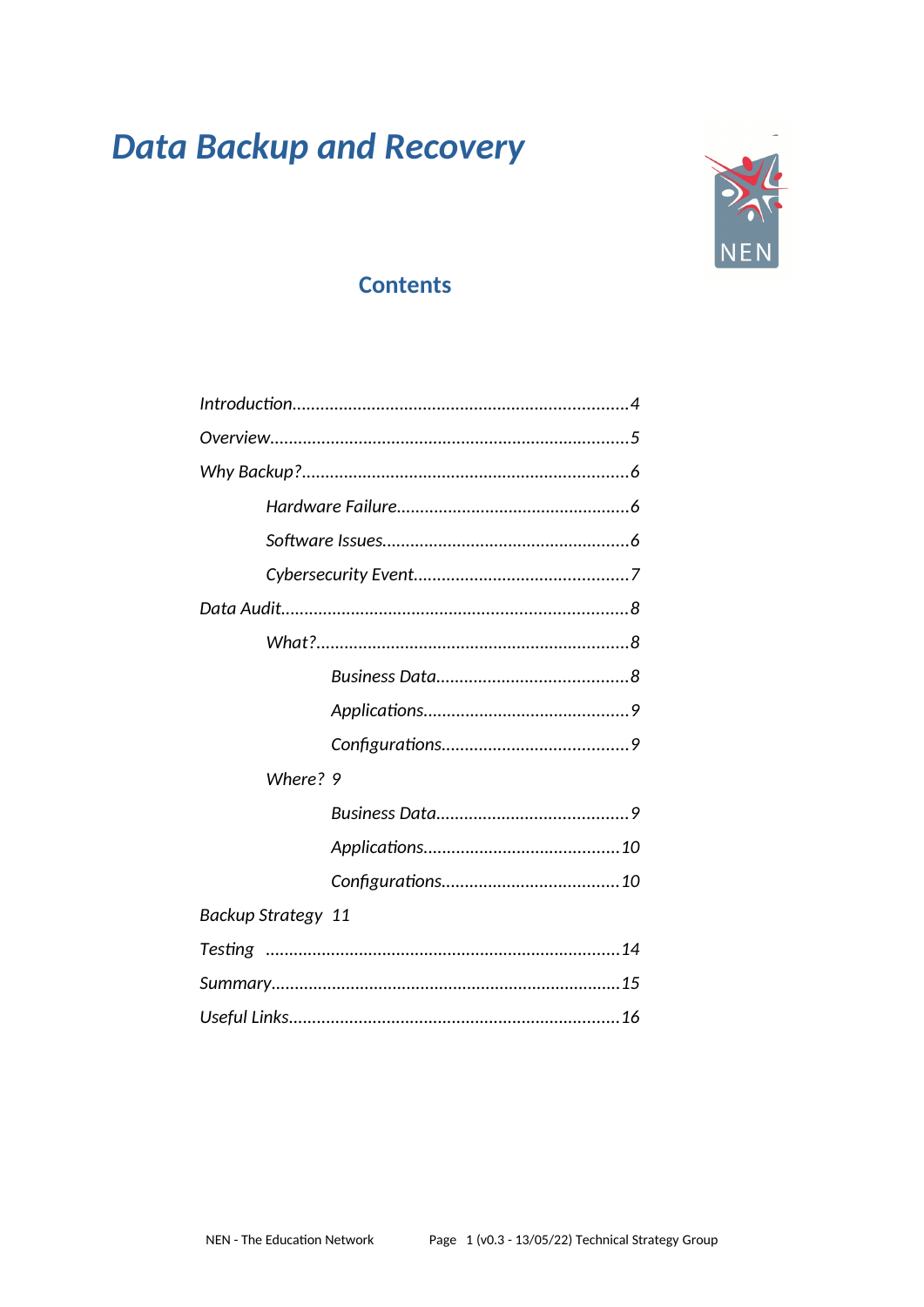# *Data Backup and Recovery*

## Contents

*Introduction.........................................................................4*

*Overview..............................................................................5*

*Why Backup?.......................................................................6*

- *Hardware Failure..................................................6*
- *Software Issues.....................................................6*
- *Cybersecurity Event..............................................7*

*Data Audit............................................................................8*

- *What?...................................................................8*
  - *Business Data.........................................8*
  - *Applications............................................9*
  - *Configurations........................................9*
- *Where? 9*
  - *Business Data.........................................9*
  - *Applications..........................................10*
  - *Configurations......................................10*

*Backup Strategy 11*

*Testing ...........................................................................14*

*Summary............................................................................15*

*Useful Links.......................................................................16*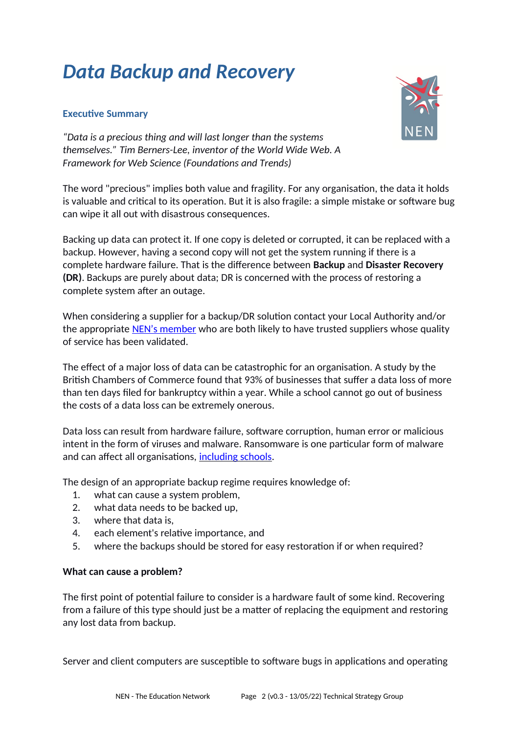# *Data Backup and Recovery*

## Executive Summary

*"Data is a precious thing and will last longer than the systems themselves." Tim Berners-Lee, inventor of the World Wide Web. A Framework for Web Science (Foundations and Trends)*

The word "precious" implies both value and fragility. For any organisation, the data it holds is valuable and critical to its operation. But it is also fragile: a simple mistake or software bug can wipe it all out with disastrous consequences.

Backing up data can protect it. If one copy is deleted or corrupted, it can be replaced with a backup. However, having a second copy will not get the system running if there is a complete hardware failure. That is the difference between **Backup** and **Disaster Recovery (DR)**. Backups are purely about data; DR is concerned with the process of restoring a complete system after an outage.

When considering a supplier for a backup/DR solution contact your Local Authority and/or the appropriate NEN's member who are both likely to have trusted suppliers whose quality of service has been validated.

The effect of a major loss of data can be catastrophic for an organisation. A study by the British Chambers of Commerce found that 93% of businesses that suffer a data loss of more than ten days filed for bankruptcy within a year. While a school cannot go out of business the costs of a data loss can be extremely onerous.

Data loss can result from hardware failure, software corruption, human error or malicious intent in the form of viruses and malware. Ransomware is one particular form of malware and can affect all organisations, including schools.

The design of an appropriate backup regime requires knowledge of:

1. what can cause a system problem,
2. what data needs to be backed up,
3. where that data is,
4. each element's relative importance, and
5. where the backups should be stored for easy restoration if or when required?

**What can cause a problem?**

The first point of potential failure to consider is a hardware fault of some kind. Recovering from a failure of this type should just be a matter of replacing the equipment and restoring any lost data from backup.

Server and client computers are susceptible to software bugs in applications and operating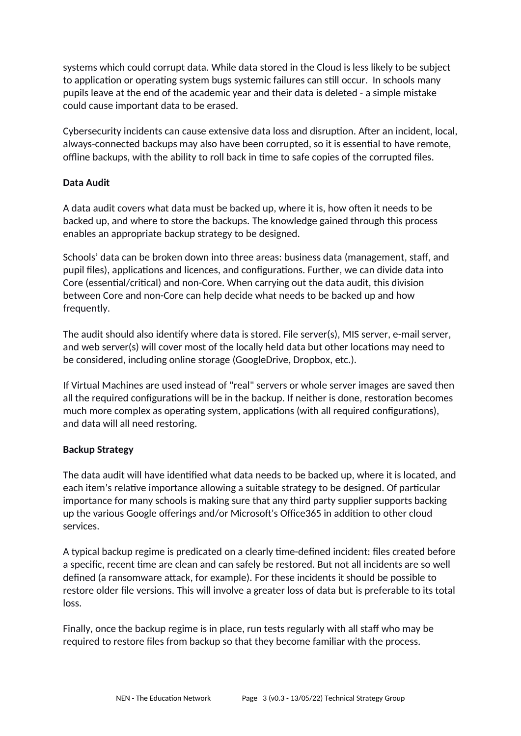systems which could corrupt data. While data stored in the Cloud is less likely to be subject to application or operating system bugs systemic failures can still occur. In schools many pupils leave at the end of the academic year and their data is deleted - a simple mistake could cause important data to be erased.

Cybersecurity incidents can cause extensive data loss and disruption. After an incident, local, always-connected backups may also have been corrupted, so it is essential to have remote, offline backups, with the ability to roll back in time to safe copies of the corrupted files.

**Data Audit**

A data audit covers what data must be backed up, where it is, how often it needs to be backed up, and where to store the backups. The knowledge gained through this process enables an appropriate backup strategy to be designed.

Schools' data can be broken down into three areas: business data (management, staff, and pupil files), applications and licences, and configurations. Further, we can divide data into Core (essential/critical) and non-Core. When carrying out the data audit, this division between Core and non-Core can help decide what needs to be backed up and how frequently.

The audit should also identify where data is stored. File server(s), MIS server, e-mail server, and web server(s) will cover most of the locally held data but other locations may need to be considered, including online storage (GoogleDrive, Dropbox, etc.).

If Virtual Machines are used instead of "real" servers or whole server images are saved then all the required configurations will be in the backup. If neither is done, restoration becomes much more complex as operating system, applications (with all required configurations), and data will all need restoring.

**Backup Strategy**

The data audit will have identified what data needs to be backed up, where it is located, and each item's relative importance allowing a suitable strategy to be designed. Of particular importance for many schools is making sure that any third party supplier supports backing up the various Google offerings and/or Microsoft's Office365 in addition to other cloud services.

A typical backup regime is predicated on a clearly time-defined incident: files created before a specific, recent time are clean and can safely be restored. But not all incidents are so well defined (a ransomware attack, for example). For these incidents it should be possible to restore older file versions. This will involve a greater loss of data but is preferable to its total loss.

Finally, once the backup regime is in place, run tests regularly with all staff who may be required to restore files from backup so that they become familiar with the process.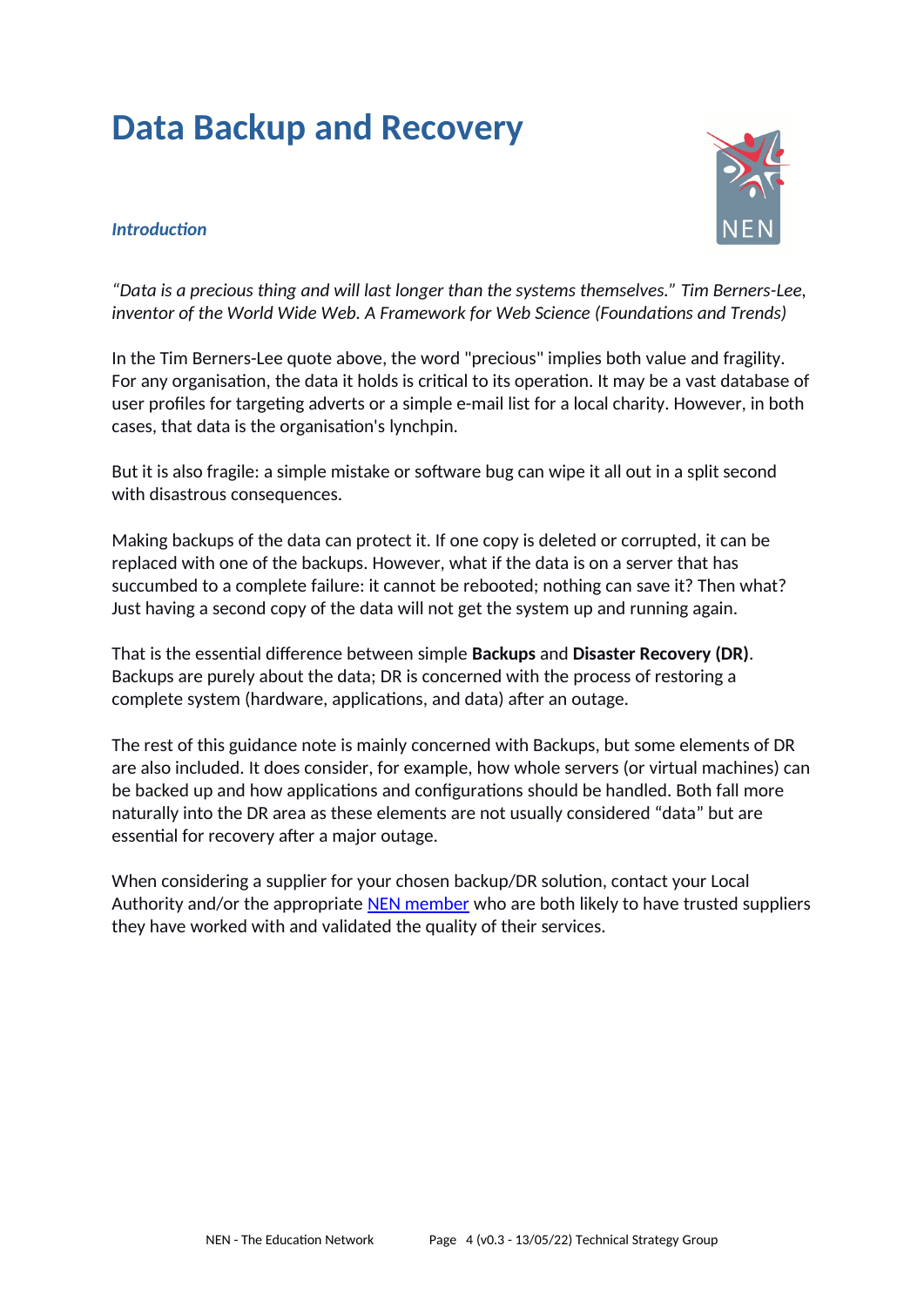# Data Backup and Recovery

### *Introduction*

*"Data is a precious thing and will last longer than the systems themselves." Tim Berners-Lee, inventor of the World Wide Web. A Framework for Web Science (Foundations and Trends)*

In the Tim Berners-Lee quote above, the word "precious" implies both value and fragility. For any organisation, the data it holds is critical to its operation. It may be a vast database of user profiles for targeting adverts or a simple e-mail list for a local charity. However, in both cases, that data is the organisation's lynchpin.

But it is also fragile: a simple mistake or software bug can wipe it all out in a split second with disastrous consequences.

Making backups of the data can protect it. If one copy is deleted or corrupted, it can be replaced with one of the backups. However, what if the data is on a server that has succumbed to a complete failure: it cannot be rebooted; nothing can save it? Then what? Just having a second copy of the data will not get the system up and running again.

That is the essential difference between simple **Backups** and **Disaster Recovery (DR)**. Backups are purely about the data; DR is concerned with the process of restoring a complete system (hardware, applications, and data) after an outage.

The rest of this guidance note is mainly concerned with Backups, but some elements of DR are also included. It does consider, for example, how whole servers (or virtual machines) can be backed up and how applications and configurations should be handled. Both fall more naturally into the DR area as these elements are not usually considered "data" but are essential for recovery after a major outage.

When considering a supplier for your chosen backup/DR solution, contact your Local Authority and/or the appropriate NEN member who are both likely to have trusted suppliers they have worked with and validated the quality of their services.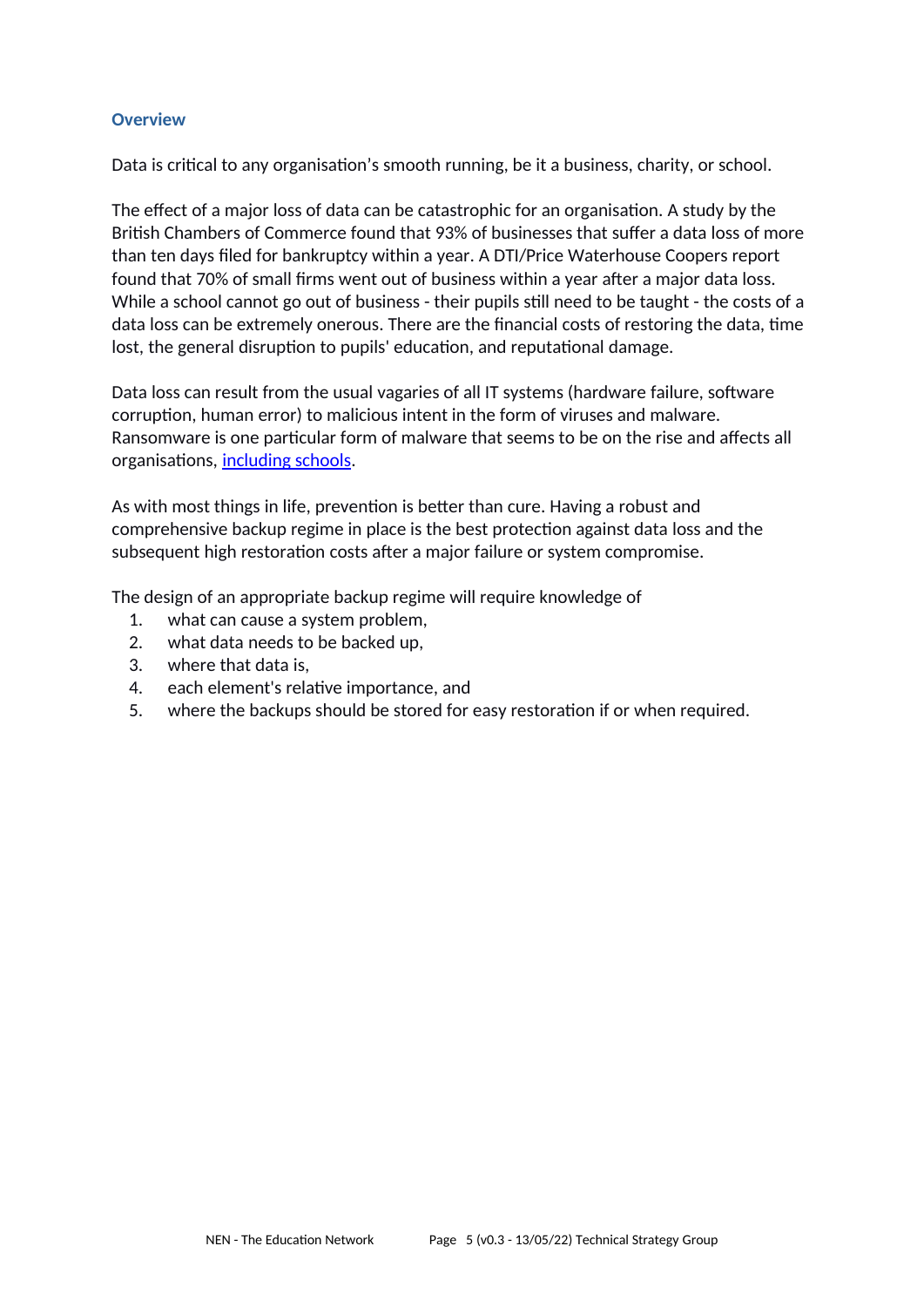## Overview

Data is critical to any organisation's smooth running, be it a business, charity, or school.

The effect of a major loss of data can be catastrophic for an organisation. A study by the British Chambers of Commerce found that 93% of businesses that suffer a data loss of more than ten days filed for bankruptcy within a year. A DTI/Price Waterhouse Coopers report found that 70% of small firms went out of business within a year after a major data loss. While a school cannot go out of business - their pupils still need to be taught - the costs of a data loss can be extremely onerous. There are the financial costs of restoring the data, time lost, the general disruption to pupils' education, and reputational damage.

Data loss can result from the usual vagaries of all IT systems (hardware failure, software corruption, human error) to malicious intent in the form of viruses and malware. Ransomware is one particular form of malware that seems to be on the rise and affects all organisations, including schools.

As with most things in life, prevention is better than cure. Having a robust and comprehensive backup regime in place is the best protection against data loss and the subsequent high restoration costs after a major failure or system compromise.

The design of an appropriate backup regime will require knowledge of

1. what can cause a system problem,
2. what data needs to be backed up,
3. where that data is,
4. each element's relative importance, and
5. where the backups should be stored for easy restoration if or when required.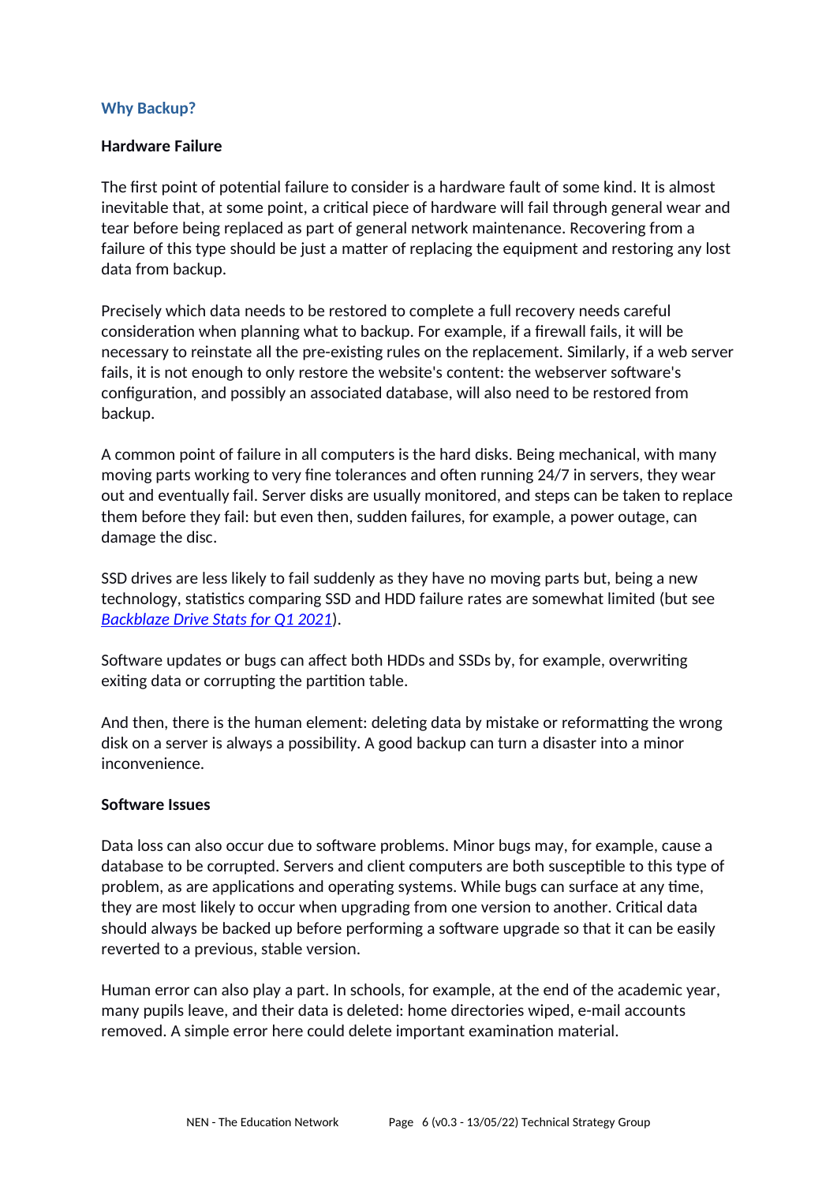## Why Backup?

### Hardware Failure

The first point of potential failure to consider is a hardware fault of some kind. It is almost inevitable that, at some point, a critical piece of hardware will fail through general wear and tear before being replaced as part of general network maintenance. Recovering from a failure of this type should be just a matter of replacing the equipment and restoring any lost data from backup.

Precisely which data needs to be restored to complete a full recovery needs careful consideration when planning what to backup. For example, if a firewall fails, it will be necessary to reinstate all the pre-existing rules on the replacement. Similarly, if a web server fails, it is not enough to only restore the website's content: the webserver software's configuration, and possibly an associated database, will also need to be restored from backup.

A common point of failure in all computers is the hard disks. Being mechanical, with many moving parts working to very fine tolerances and often running 24/7 in servers, they wear out and eventually fail. Server disks are usually monitored, and steps can be taken to replace them before they fail: but even then, sudden failures, for example, a power outage, can damage the disc.

SSD drives are less likely to fail suddenly as they have no moving parts but, being a new technology, statistics comparing SSD and HDD failure rates are somewhat limited (but see *Backblaze Drive Stats for Q1 2021*).

Software updates or bugs can affect both HDDs and SSDs by, for example, overwriting exiting data or corrupting the partition table.

And then, there is the human element: deleting data by mistake or reformatting the wrong disk on a server is always a possibility. A good backup can turn a disaster into a minor inconvenience.

### Software Issues

Data loss can also occur due to software problems. Minor bugs may, for example, cause a database to be corrupted. Servers and client computers are both susceptible to this type of problem, as are applications and operating systems. While bugs can surface at any time, they are most likely to occur when upgrading from one version to another. Critical data should always be backed up before performing a software upgrade so that it can be easily reverted to a previous, stable version.

Human error can also play a part. In schools, for example, at the end of the academic year, many pupils leave, and their data is deleted: home directories wiped, e-mail accounts removed. A simple error here could delete important examination material.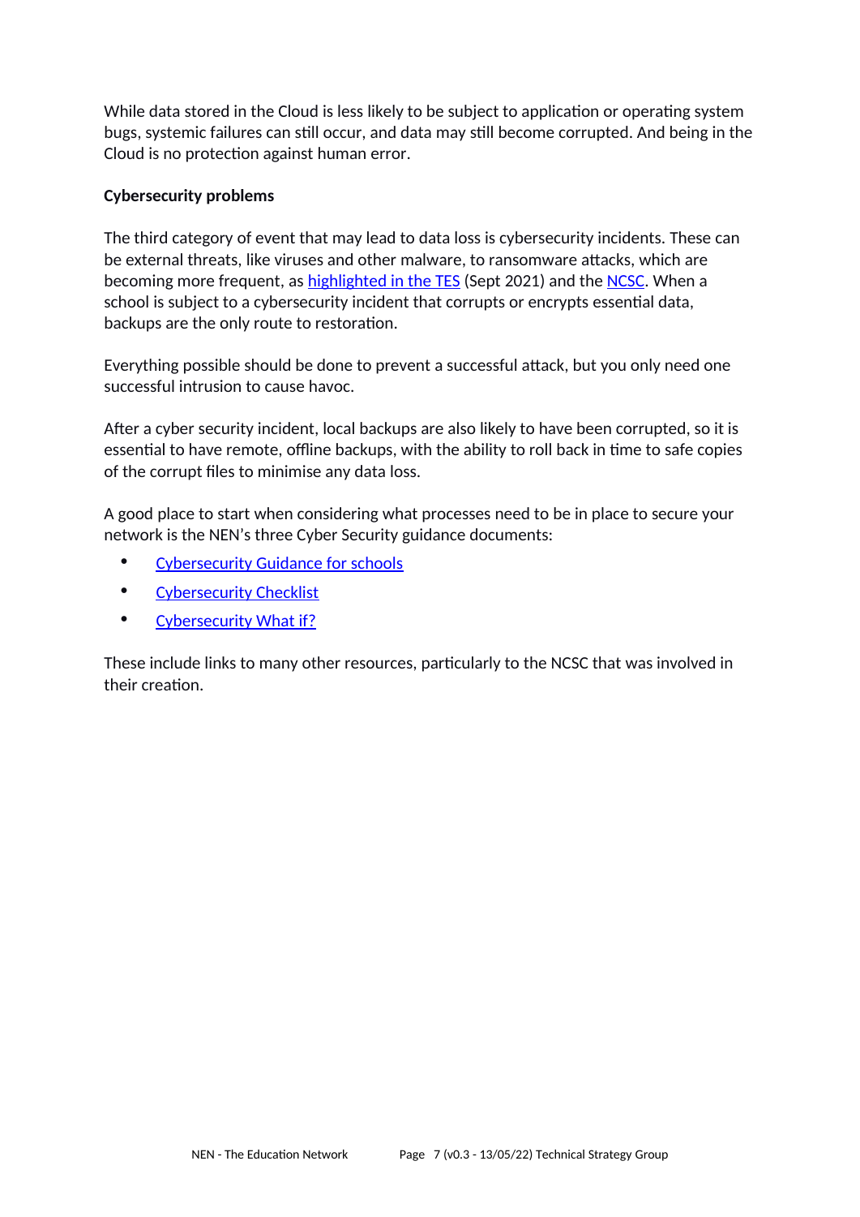While data stored in the Cloud is less likely to be subject to application or operating system bugs, systemic failures can still occur, and data may still become corrupted. And being in the Cloud is no protection against human error.

**Cybersecurity problems**

The third category of event that may lead to data loss is cybersecurity incidents. These can be external threats, like viruses and other malware, to ransomware attacks, which are becoming more frequent, as highlighted in the TES (Sept 2021) and the NCSC. When a school is subject to a cybersecurity incident that corrupts or encrypts essential data, backups are the only route to restoration.

Everything possible should be done to prevent a successful attack, but you only need one successful intrusion to cause havoc.

After a cyber security incident, local backups are also likely to have been corrupted, so it is essential to have remote, offline backups, with the ability to roll back in time to safe copies of the corrupt files to minimise any data loss.

A good place to start when considering what processes need to be in place to secure your network is the NEN's three Cyber Security guidance documents:

- Cybersecurity Guidance for schools
- Cybersecurity Checklist
- Cybersecurity What if?

These include links to many other resources, particularly to the NCSC that was involved in their creation.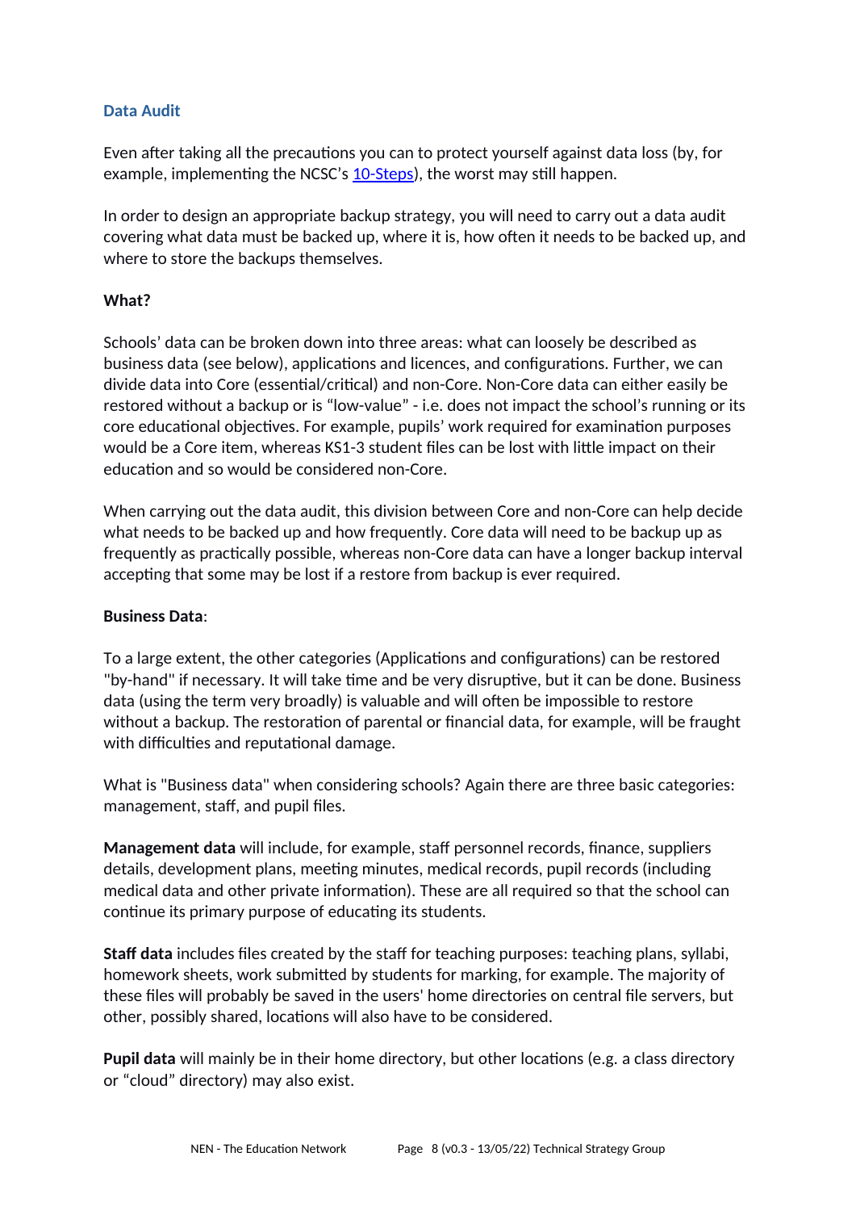## Data Audit

Even after taking all the precautions you can to protect yourself against data loss (by, for example, implementing the NCSC's [10-Steps](10-Steps)), the worst may still happen.

In order to design an appropriate backup strategy, you will need to carry out a data audit covering what data must be backed up, where it is, how often it needs to be backed up, and where to store the backups themselves.

### What?

Schools' data can be broken down into three areas: what can loosely be described as business data (see below), applications and licences, and configurations. Further, we can divide data into Core (essential/critical) and non-Core. Non-Core data can either easily be restored without a backup or is "low-value" - i.e. does not impact the school's running or its core educational objectives. For example, pupils' work required for examination purposes would be a Core item, whereas KS1-3 student files can be lost with little impact on their education and so would be considered non-Core.

When carrying out the data audit, this division between Core and non-Core can help decide what needs to be backed up and how frequently. Core data will need to be backup up as frequently as practically possible, whereas non-Core data can have a longer backup interval accepting that some may be lost if a restore from backup is ever required.

### Business Data:

To a large extent, the other categories (Applications and configurations) can be restored "by-hand" if necessary. It will take time and be very disruptive, but it can be done. Business data (using the term very broadly) is valuable and will often be impossible to restore without a backup. The restoration of parental or financial data, for example, will be fraught with difficulties and reputational damage.

What is "Business data" when considering schools? Again there are three basic categories: management, staff, and pupil files.

**Management data** will include, for example, staff personnel records, finance, suppliers details, development plans, meeting minutes, medical records, pupil records (including medical data and other private information). These are all required so that the school can continue its primary purpose of educating its students.

**Staff data** includes files created by the staff for teaching purposes: teaching plans, syllabi, homework sheets, work submitted by students for marking, for example. The majority of these files will probably be saved in the users' home directories on central file servers, but other, possibly shared, locations will also have to be considered.

**Pupil data** will mainly be in their home directory, but other locations (e.g. a class directory or "cloud" directory) may also exist.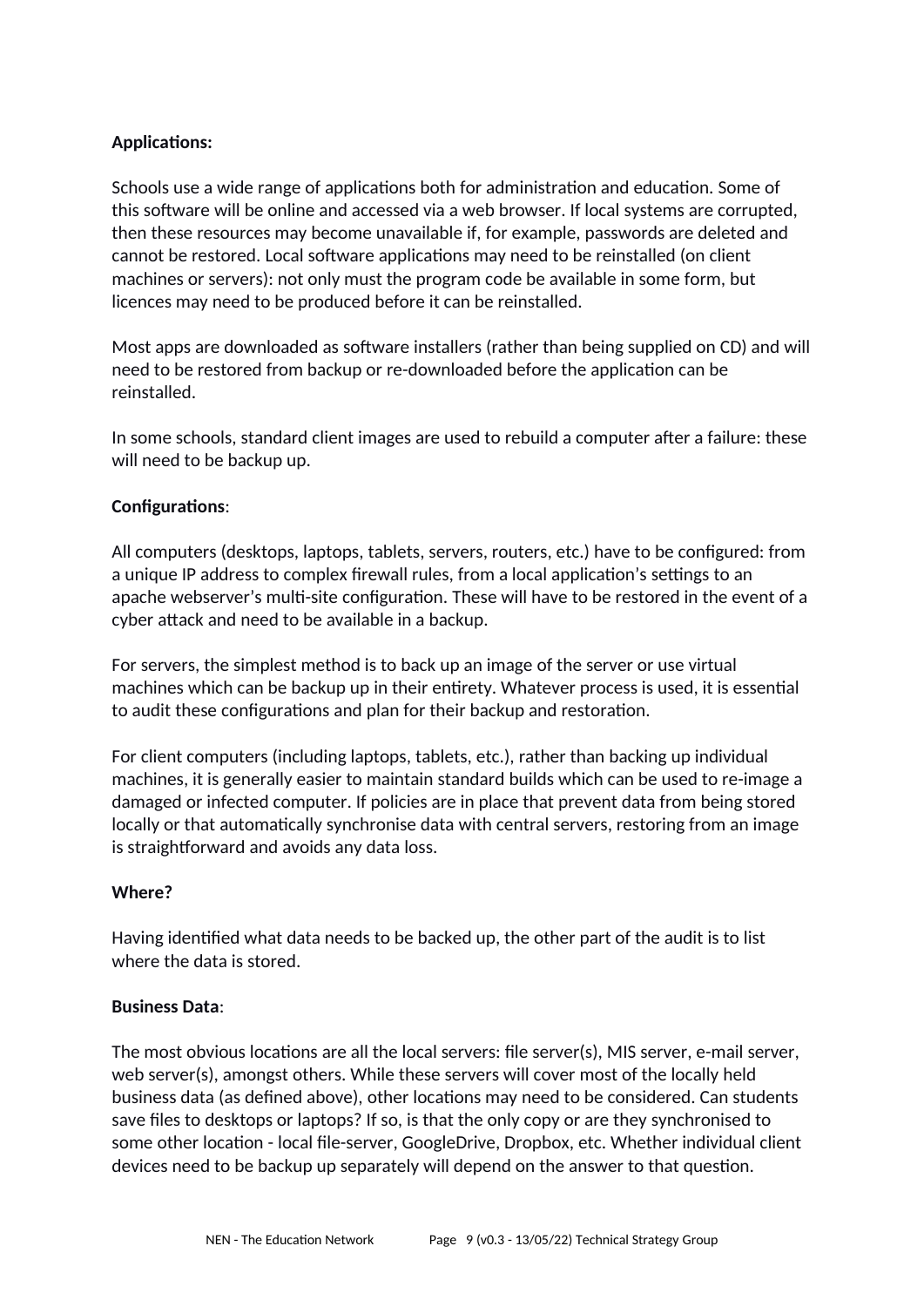**Applications:**

Schools use a wide range of applications both for administration and education. Some of this software will be online and accessed via a web browser. If local systems are corrupted, then these resources may become unavailable if, for example, passwords are deleted and cannot be restored. Local software applications may need to be reinstalled (on client machines or servers): not only must the program code be available in some form, but licences may need to be produced before it can be reinstalled.

Most apps are downloaded as software installers (rather than being supplied on CD) and will need to be restored from backup or re-downloaded before the application can be reinstalled.

In some schools, standard client images are used to rebuild a computer after a failure: these will need to be backup up.

**Configurations**:

All computers (desktops, laptops, tablets, servers, routers, etc.) have to be configured: from a unique IP address to complex firewall rules, from a local application's settings to an apache webserver's multi-site configuration. These will have to be restored in the event of a cyber attack and need to be available in a backup.

For servers, the simplest method is to back up an image of the server or use virtual machines which can be backup up in their entirety. Whatever process is used, it is essential to audit these configurations and plan for their backup and restoration.

For client computers (including laptops, tablets, etc.), rather than backing up individual machines, it is generally easier to maintain standard builds which can be used to re-image a damaged or infected computer. If policies are in place that prevent data from being stored locally or that automatically synchronise data with central servers, restoring from an image is straightforward and avoids any data loss.

**Where?**

Having identified what data needs to be backed up, the other part of the audit is to list where the data is stored.

**Business Data**:

The most obvious locations are all the local servers: file server(s), MIS server, e-mail server, web server(s), amongst others. While these servers will cover most of the locally held business data (as defined above), other locations may need to be considered. Can students save files to desktops or laptops? If so, is that the only copy or are they synchronised to some other location - local file-server, GoogleDrive, Dropbox, etc. Whether individual client devices need to be backup up separately will depend on the answer to that question.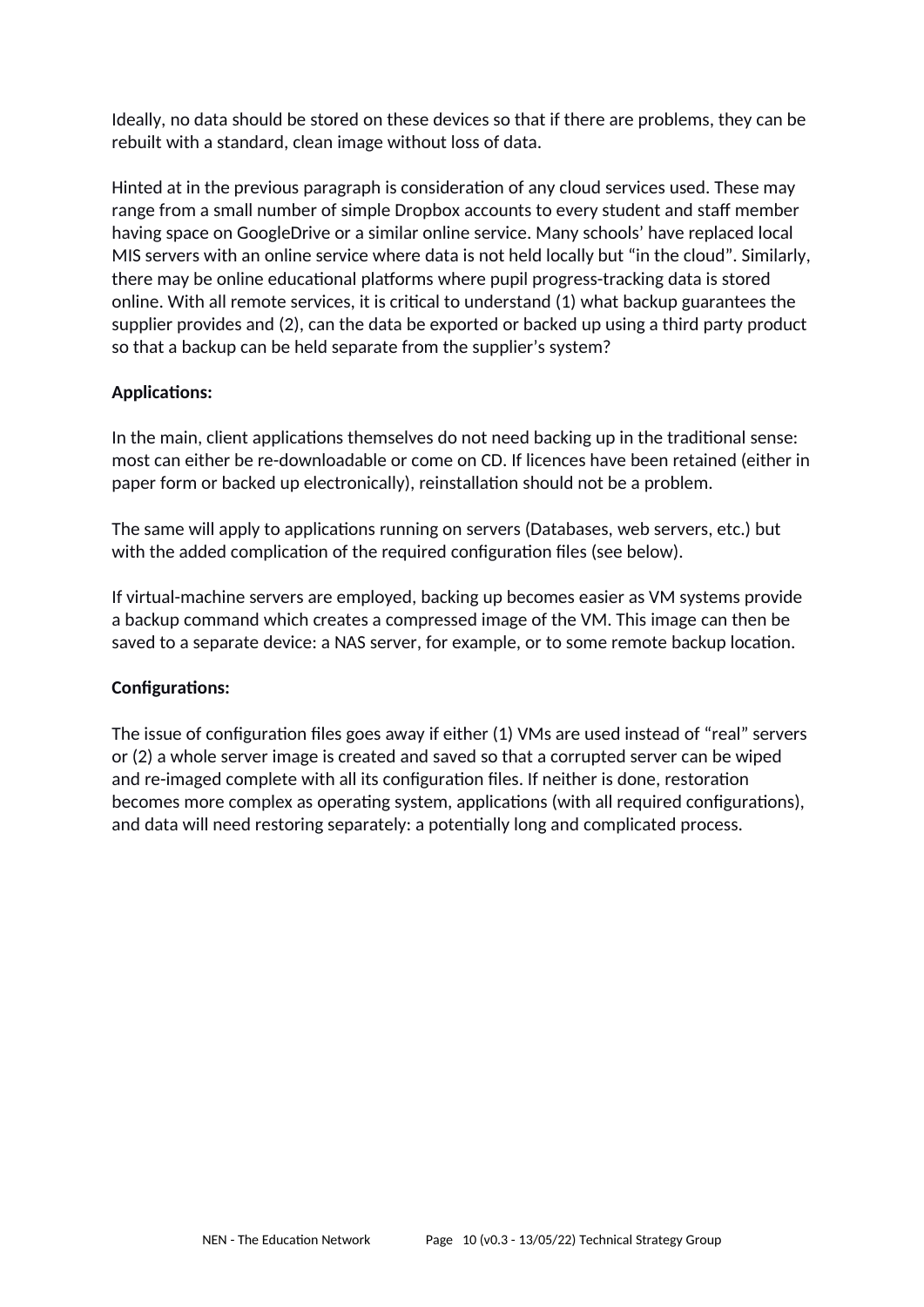Ideally, no data should be stored on these devices so that if there are problems, they can be rebuilt with a standard, clean image without loss of data.

Hinted at in the previous paragraph is consideration of any cloud services used. These may range from a small number of simple Dropbox accounts to every student and staff member having space on GoogleDrive or a similar online service. Many schools' have replaced local MIS servers with an online service where data is not held locally but "in the cloud". Similarly, there may be online educational platforms where pupil progress-tracking data is stored online. With all remote services, it is critical to understand (1) what backup guarantees the supplier provides and (2), can the data be exported or backed up using a third party product so that a backup can be held separate from the supplier's system?

**Applications:**

In the main, client applications themselves do not need backing up in the traditional sense: most can either be re-downloadable or come on CD. If licences have been retained (either in paper form or backed up electronically), reinstallation should not be a problem.

The same will apply to applications running on servers (Databases, web servers, etc.) but with the added complication of the required configuration files (see below).

If virtual-machine servers are employed, backing up becomes easier as VM systems provide a backup command which creates a compressed image of the VM. This image can then be saved to a separate device: a NAS server, for example, or to some remote backup location.

**Configurations:**

The issue of configuration files goes away if either (1) VMs are used instead of "real" servers or (2) a whole server image is created and saved so that a corrupted server can be wiped and re-imaged complete with all its configuration files. If neither is done, restoration becomes more complex as operating system, applications (with all required configurations), and data will need restoring separately: a potentially long and complicated process.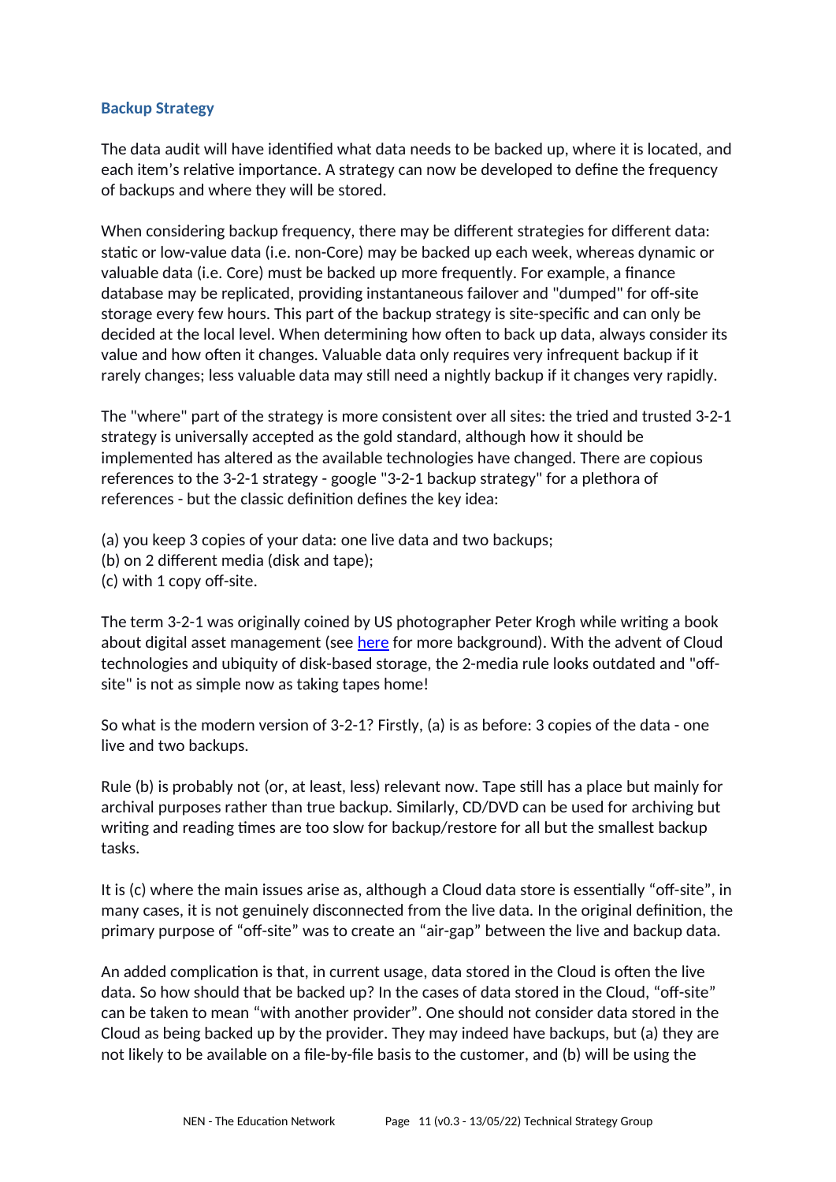### Backup Strategy

The data audit will have identified what data needs to be backed up, where it is located, and each item's relative importance. A strategy can now be developed to define the frequency of backups and where they will be stored.

When considering backup frequency, there may be different strategies for different data: static or low-value data (i.e. non-Core) may be backed up each week, whereas dynamic or valuable data (i.e. Core) must be backed up more frequently. For example, a finance database may be replicated, providing instantaneous failover and "dumped" for off-site storage every few hours. This part of the backup strategy is site-specific and can only be decided at the local level. When determining how often to back up data, always consider its value and how often it changes. Valuable data only requires very infrequent backup if it rarely changes; less valuable data may still need a nightly backup if it changes very rapidly.

The "where" part of the strategy is more consistent over all sites: the tried and trusted 3-2-1 strategy is universally accepted as the gold standard, although how it should be implemented has altered as the available technologies have changed. There are copious references to the 3-2-1 strategy - google "3-2-1 backup strategy" for a plethora of references - but the classic definition defines the key idea:

(a) you keep 3 copies of your data: one live data and two backups;
(b) on 2 different media (disk and tape);
(c) with 1 copy off-site.

The term 3-2-1 was originally coined by US photographer Peter Krogh while writing a book about digital asset management (see here for more background). With the advent of Cloud technologies and ubiquity of disk-based storage, the 2-media rule looks outdated and "off-site" is not as simple now as taking tapes home!

So what is the modern version of 3-2-1? Firstly, (a) is as before: 3 copies of the data - one live and two backups.

Rule (b) is probably not (or, at least, less) relevant now. Tape still has a place but mainly for archival purposes rather than true backup. Similarly, CD/DVD can be used for archiving but writing and reading times are too slow for backup/restore for all but the smallest backup tasks.

It is (c) where the main issues arise as, although a Cloud data store is essentially "off-site", in many cases, it is not genuinely disconnected from the live data. In the original definition, the primary purpose of "off-site" was to create an "air-gap" between the live and backup data.

An added complication is that, in current usage, data stored in the Cloud is often the live data. So how should that be backed up? In the cases of data stored in the Cloud, "off-site" can be taken to mean "with another provider". One should not consider data stored in the Cloud as being backed up by the provider. They may indeed have backups, but (a) they are not likely to be available on a file-by-file basis to the customer, and (b) will be using the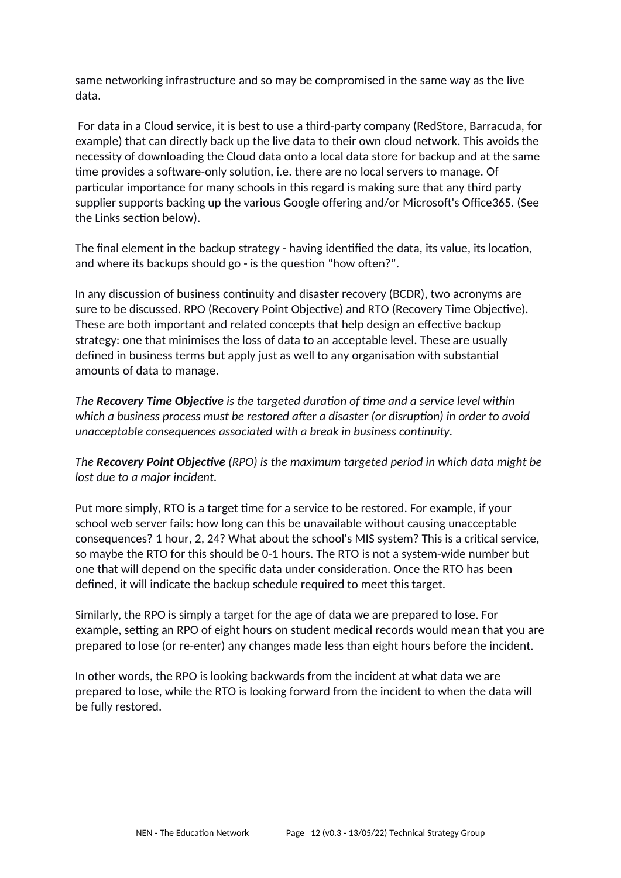same networking infrastructure and so may be compromised in the same way as the live data.

For data in a Cloud service, it is best to use a third-party company (RedStore, Barracuda, for example) that can directly back up the live data to their own cloud network. This avoids the necessity of downloading the Cloud data onto a local data store for backup and at the same time provides a software-only solution, i.e. there are no local servers to manage. Of particular importance for many schools in this regard is making sure that any third party supplier supports backing up the various Google offering and/or Microsoft's Office365. (See the Links section below).

The final element in the backup strategy - having identified the data, its value, its location, and where its backups should go - is the question “how often?”.

In any discussion of business continuity and disaster recovery (BCDR), two acronyms are sure to be discussed. RPO (Recovery Point Objective) and RTO (Recovery Time Objective). These are both important and related concepts that help design an effective backup strategy: one that minimises the loss of data to an acceptable level. These are usually defined in business terms but apply just as well to any organisation with substantial amounts of data to manage.

*The **Recovery Time Objective** is the targeted duration of time and a service level within which a business process must be restored after a disaster (or disruption) in order to avoid unacceptable consequences associated with a break in business continuity.*

*The **Recovery Point Objective** (RPO) is the maximum targeted period in which data might be lost due to a major incident.*

Put more simply, RTO is a target time for a service to be restored. For example, if your school web server fails: how long can this be unavailable without causing unacceptable consequences? 1 hour, 2, 24? What about the school's MIS system? This is a critical service, so maybe the RTO for this should be 0-1 hours. The RTO is not a system-wide number but one that will depend on the specific data under consideration. Once the RTO has been defined, it will indicate the backup schedule required to meet this target.

Similarly, the RPO is simply a target for the age of data we are prepared to lose. For example, setting an RPO of eight hours on student medical records would mean that you are prepared to lose (or re-enter) any changes made less than eight hours before the incident.

In other words, the RPO is looking backwards from the incident at what data we are prepared to lose, while the RTO is looking forward from the incident to when the data will be fully restored.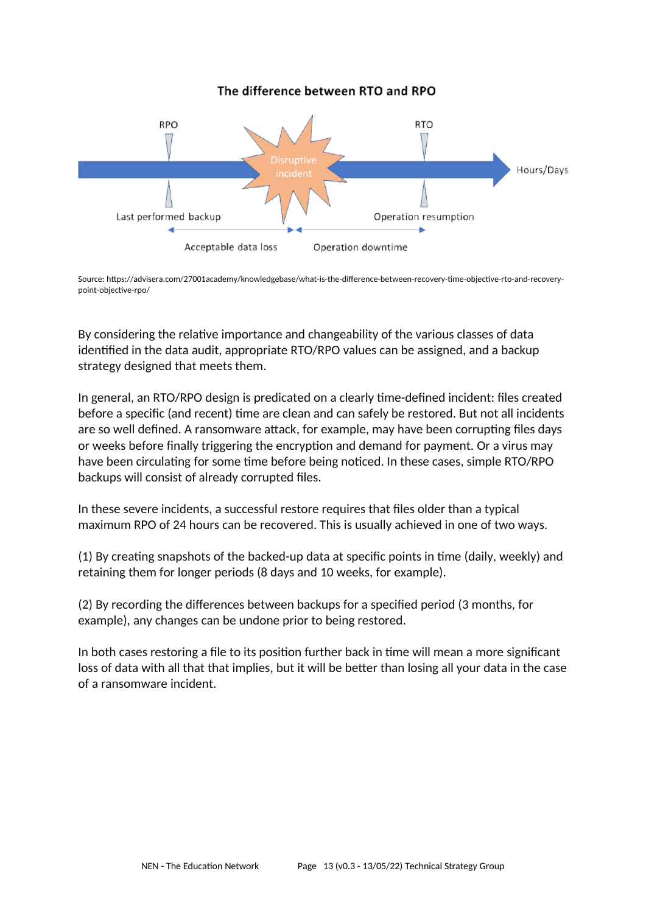**The difference between RTO and RPO**

RPO — Last performed backup — Acceptable data loss — Disruptive incident — Operation downtime — Operation resumption — RTO — Hours/Days

Source: https://advisera.com/27001academy/knowledgebase/what-is-the-difference-between-recovery-time-objective-rto-and-recovery-point-objective-rpo/

By considering the relative importance and changeability of the various classes of data identified in the data audit, appropriate RTO/RPO values can be assigned, and a backup strategy designed that meets them.

In general, an RTO/RPO design is predicated on a clearly time-defined incident: files created before a specific (and recent) time are clean and can safely be restored. But not all incidents are so well defined. A ransomware attack, for example, may have been corrupting files days or weeks before finally triggering the encryption and demand for payment. Or a virus may have been circulating for some time before being noticed. In these cases, simple RTO/RPO backups will consist of already corrupted files.

In these severe incidents, a successful restore requires that files older than a typical maximum RPO of 24 hours can be recovered. This is usually achieved in one of two ways.

(1) By creating snapshots of the backed-up data at specific points in time (daily, weekly) and retaining them for longer periods (8 days and 10 weeks, for example).

(2) By recording the differences between backups for a specified period (3 months, for example), any changes can be undone prior to being restored.

In both cases restoring a file to its position further back in time will mean a more significant loss of data with all that that implies, but it will be better than losing all your data in the case of a ransomware incident.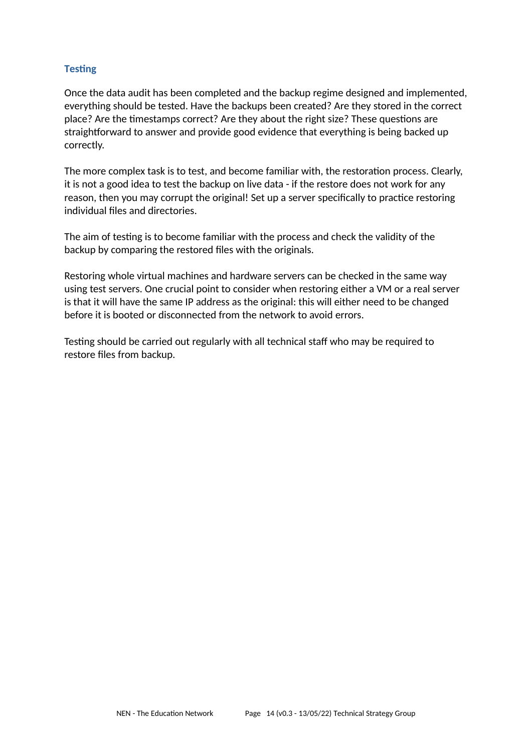### Testing

Once the data audit has been completed and the backup regime designed and implemented, everything should be tested. Have the backups been created? Are they stored in the correct place? Are the timestamps correct? Are they about the right size? These questions are straightforward to answer and provide good evidence that everything is being backed up correctly.

The more complex task is to test, and become familiar with, the restoration process. Clearly, it is not a good idea to test the backup on live data - if the restore does not work for any reason, then you may corrupt the original! Set up a server specifically to practice restoring individual files and directories.

The aim of testing is to become familiar with the process and check the validity of the backup by comparing the restored files with the originals.

Restoring whole virtual machines and hardware servers can be checked in the same way using test servers. One crucial point to consider when restoring either a VM or a real server is that it will have the same IP address as the original: this will either need to be changed before it is booted or disconnected from the network to avoid errors.

Testing should be carried out regularly with all technical staff who may be required to restore files from backup.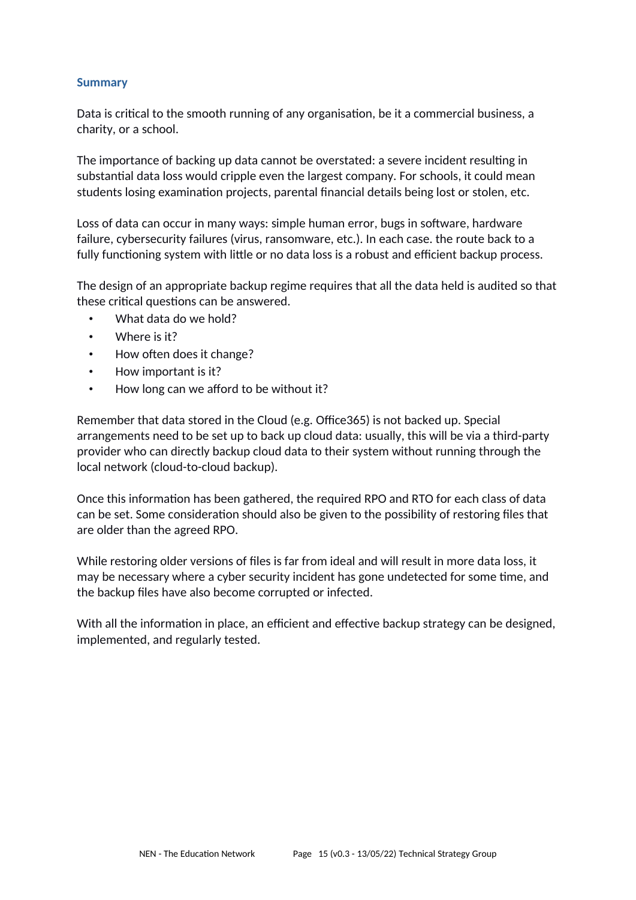### Summary

Data is critical to the smooth running of any organisation, be it a commercial business, a charity, or a school.

The importance of backing up data cannot be overstated: a severe incident resulting in substantial data loss would cripple even the largest company. For schools, it could mean students losing examination projects, parental financial details being lost or stolen, etc.

Loss of data can occur in many ways: simple human error, bugs in software, hardware failure, cybersecurity failures (virus, ransomware, etc.). In each case. the route back to a fully functioning system with little or no data loss is a robust and efficient backup process.

The design of an appropriate backup regime requires that all the data held is audited so that these critical questions can be answered.

- What data do we hold?
- Where is it?
- How often does it change?
- How important is it?
- How long can we afford to be without it?

Remember that data stored in the Cloud (e.g. Office365) is not backed up. Special arrangements need to be set up to back up cloud data: usually, this will be via a third-party provider who can directly backup cloud data to their system without running through the local network (cloud-to-cloud backup).

Once this information has been gathered, the required RPO and RTO for each class of data can be set. Some consideration should also be given to the possibility of restoring files that are older than the agreed RPO.

While restoring older versions of files is far from ideal and will result in more data loss, it may be necessary where a cyber security incident has gone undetected for some time, and the backup files have also become corrupted or infected.

With all the information in place, an efficient and effective backup strategy can be designed, implemented, and regularly tested.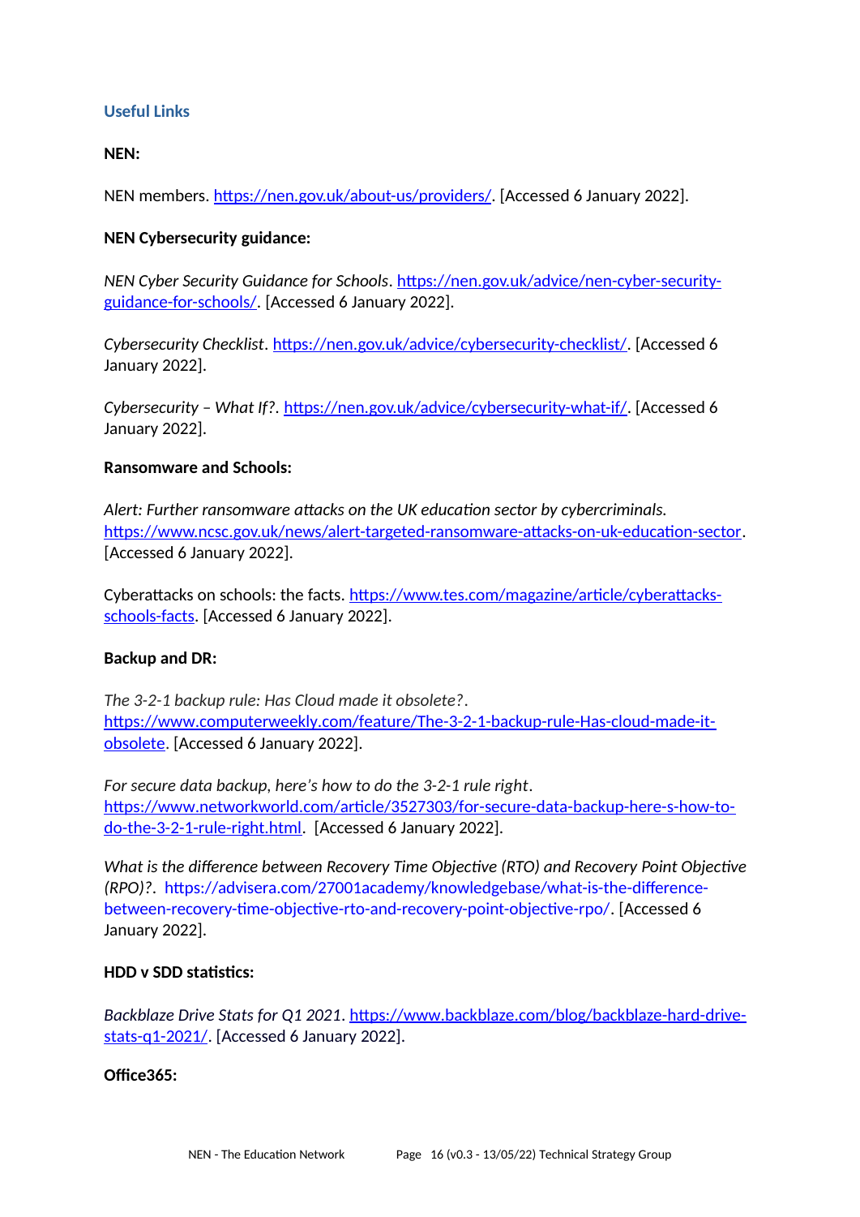## Useful Links

**NEN:**

NEN members. https://nen.gov.uk/about-us/providers/. [Accessed 6 January 2022].

**NEN Cybersecurity guidance:**

*NEN Cyber Security Guidance for Schools*. https://nen.gov.uk/advice/nen-cyber-security-guidance-for-schools/. [Accessed 6 January 2022].

*Cybersecurity Checklist*. https://nen.gov.uk/advice/cybersecurity-checklist/. [Accessed 6 January 2022].

*Cybersecurity – What If?*. https://nen.gov.uk/advice/cybersecurity-what-if/. [Accessed 6 January 2022].

**Ransomware and Schools:**

*Alert: Further ransomware attacks on the UK education sector by cybercriminals.* https://www.ncsc.gov.uk/news/alert-targeted-ransomware-attacks-on-uk-education-sector. [Accessed 6 January 2022].

Cyberattacks on schools: the facts. https://www.tes.com/magazine/article/cyberattacks-schools-facts. [Accessed 6 January 2022].

**Backup and DR:**

*The 3-2-1 backup rule: Has Cloud made it obsolete?*. https://www.computerweekly.com/feature/The-3-2-1-backup-rule-Has-cloud-made-it-obsolete. [Accessed 6 January 2022].

*For secure data backup, here's how to do the 3-2-1 rule right*. https://www.networkworld.com/article/3527303/for-secure-data-backup-here-s-how-to-do-the-3-2-1-rule-right.html. [Accessed 6 January 2022].

*What is the difference between Recovery Time Objective (RTO) and Recovery Point Objective (RPO)?*. https://advisera.com/27001academy/knowledgebase/what-is-the-difference-between-recovery-time-objective-rto-and-recovery-point-objective-rpo/. [Accessed 6 January 2022].

**HDD v SDD statistics:**

*Backblaze Drive Stats for Q1 2021*. https://www.backblaze.com/blog/backblaze-hard-drive-stats-q1-2021/. [Accessed 6 January 2022].

**Office365:**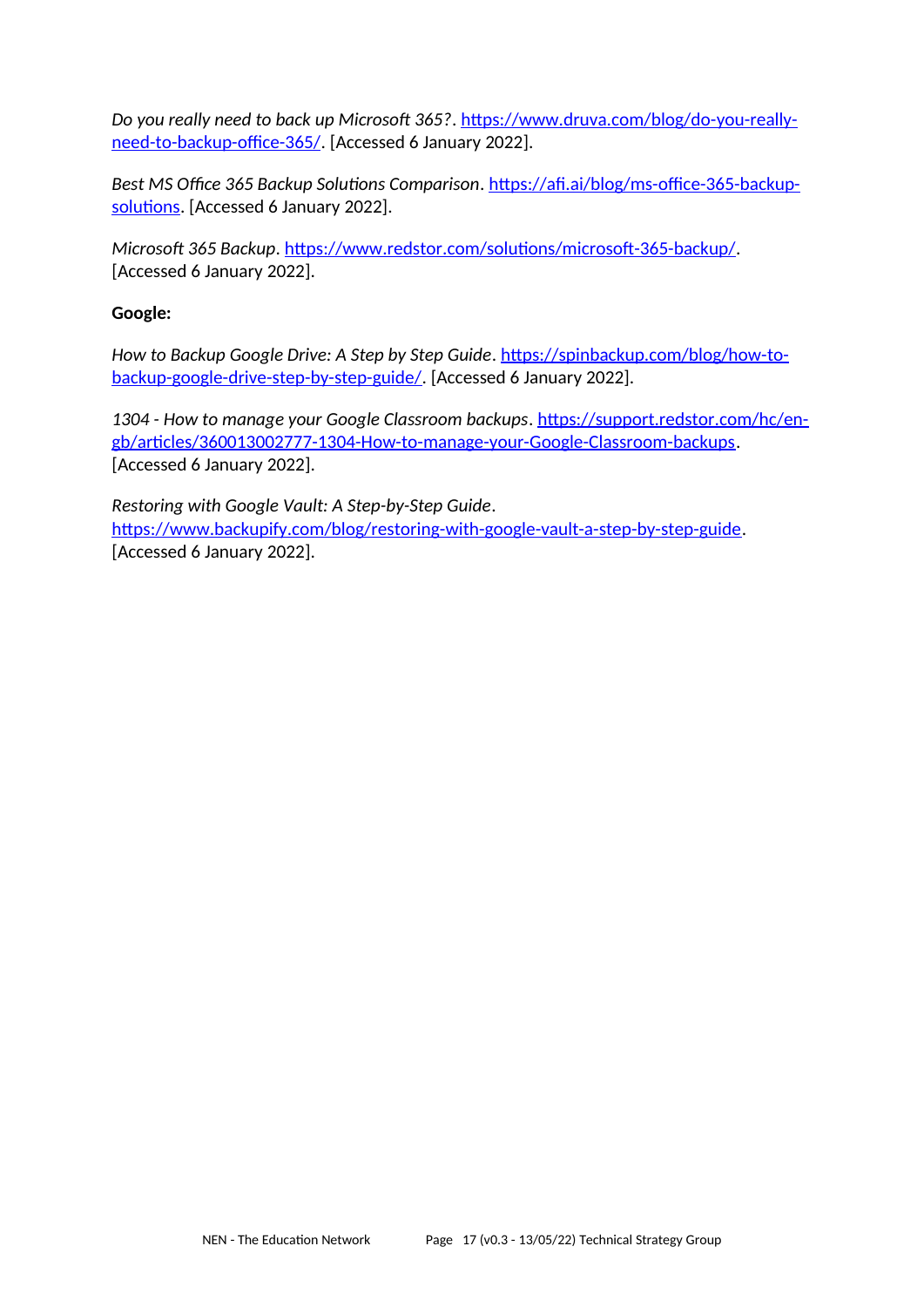*Do you really need to back up Microsoft 365?*. https://www.druva.com/blog/do-you-really-need-to-backup-office-365/. [Accessed 6 January 2022].

*Best MS Office 365 Backup Solutions Comparison*. https://afi.ai/blog/ms-office-365-backup-solutions. [Accessed 6 January 2022].

*Microsoft 365 Backup*. https://www.redstor.com/solutions/microsoft-365-backup/. [Accessed 6 January 2022].

**Google:**

*How to Backup Google Drive: A Step by Step Guide*. https://spinbackup.com/blog/how-to-backup-google-drive-step-by-step-guide/. [Accessed 6 January 2022].

*1304 - How to manage your Google Classroom backups*. https://support.redstor.com/hc/en-gb/articles/360013002777-1304-How-to-manage-your-Google-Classroom-backups. [Accessed 6 January 2022].

*Restoring with Google Vault: A Step-by-Step Guide*. https://www.backupify.com/blog/restoring-with-google-vault-a-step-by-step-guide. [Accessed 6 January 2022].